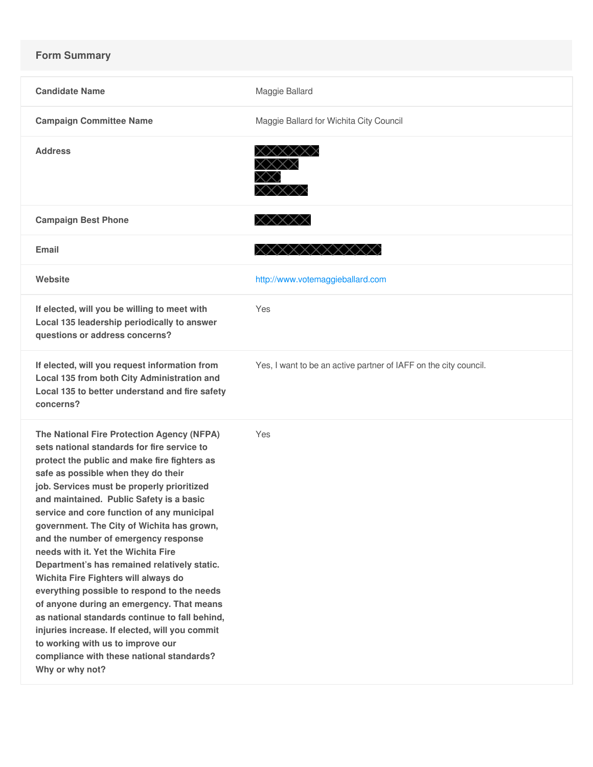## Form Summary

| | |
|---|---|
| **Candidate Name** | Maggie Ballard |
| **Campaign Committee Name** | Maggie Ballard for Wichita City Council |
| **Address** | [REDACTED] |
| **Campaign Best Phone** | [REDACTED] |
| **Email** | [REDACTED] |
| **Website** | http://www.votemaggieballard.com |
| **If elected, will you be willing to meet with Local 135 leadership periodically to answer questions or address concerns?** | Yes |
| **If elected, will you request information from Local 135 from both City Administration and Local 135 to better understand and fire safety concerns?** | Yes, I want to be an active partner of IAFF on the city council. |
| **The National Fire Protection Agency (NFPA) sets national standards for fire service to protect the public and make fire fighters as safe as possible when they do their job. Services must be properly prioritized and maintained. Public Safety is a basic service and core function of any municipal government. The City of Wichita has grown, and the number of emergency response needs with it. Yet the Wichita Fire Department's has remained relatively static. Wichita Fire Fighters will always do everything possible to respond to the needs of anyone during an emergency. That means as national standards continue to fall behind, injuries increase. If elected, will you commit to working with us to improve our compliance with these national standards? Why or why not?** | Yes |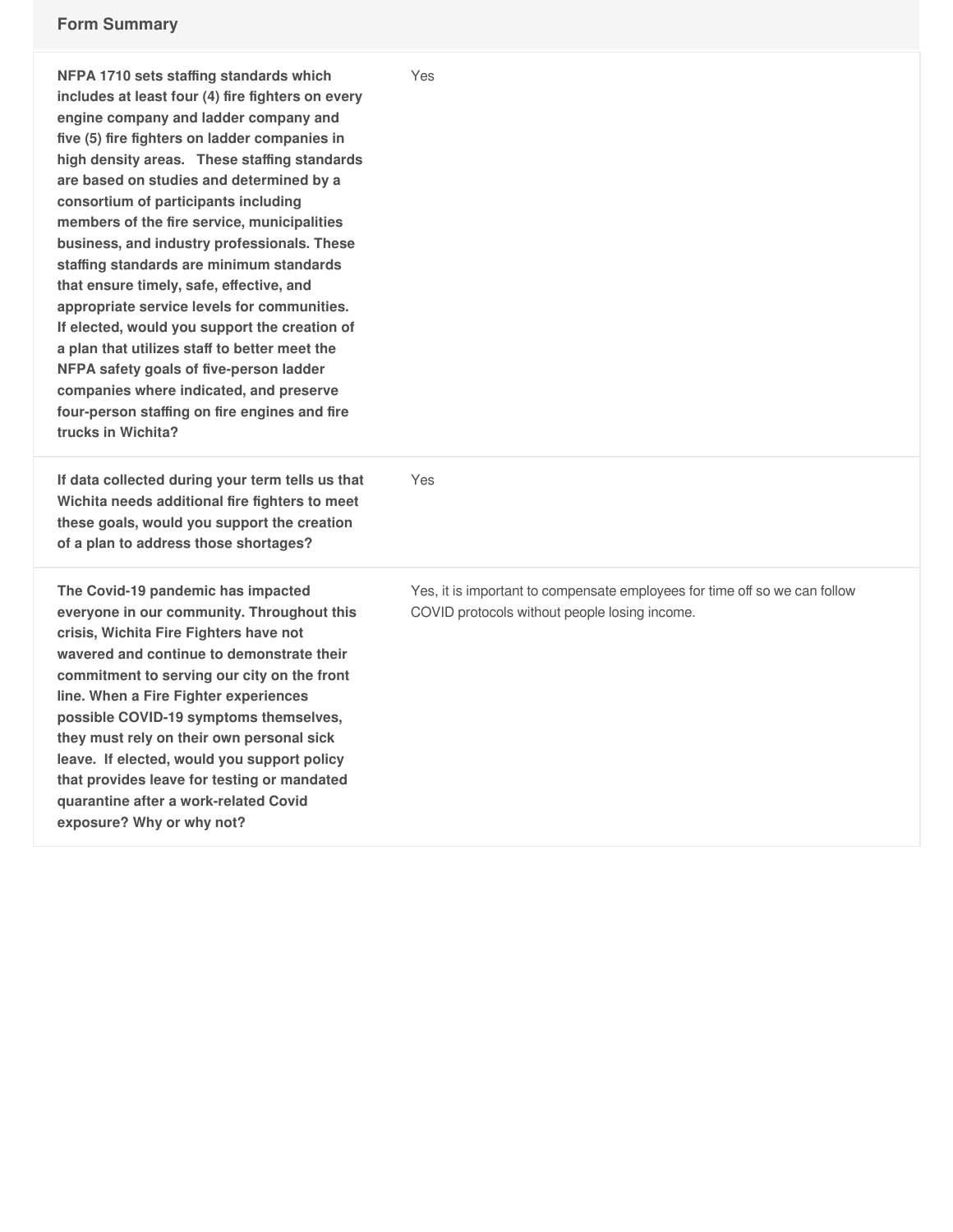## Form Summary

| | |
|---|---|
| **NFPA 1710 sets staffing standards which includes at least four (4) fire fighters on every engine company and ladder company and five (5) fire fighters on ladder companies in high density areas. These staffing standards are based on studies and determined by a consortium of participants including members of the fire service, municipalities business, and industry professionals. These staffing standards are minimum standards that ensure timely, safe, effective, and appropriate service levels for communities. If elected, would you support the creation of a plan that utilizes staff to better meet the NFPA safety goals of five-person ladder companies where indicated, and preserve four-person staffing on fire engines and fire trucks in Wichita?** | Yes |
| **If data collected during your term tells us that Wichita needs additional fire fighters to meet these goals, would you support the creation of a plan to address those shortages?** | Yes |
| **The Covid-19 pandemic has impacted everyone in our community. Throughout this crisis, Wichita Fire Fighters have not wavered and continue to demonstrate their commitment to serving our city on the front line. When a Fire Fighter experiences possible COVID-19 symptoms themselves, they must rely on their own personal sick leave. If elected, would you support policy that provides leave for testing or mandated quarantine after a work-related Covid exposure? Why or why not?** | Yes, it is important to compensate employees for time off so we can follow COVID protocols without people losing income. |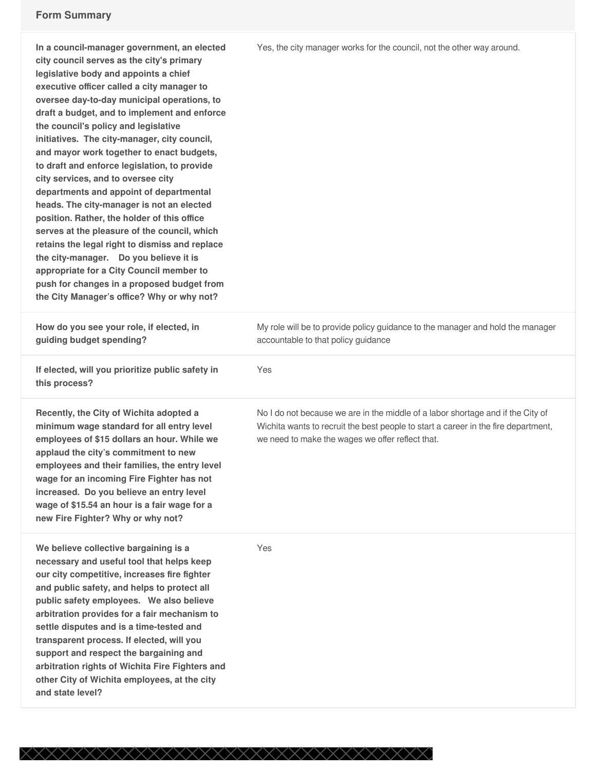## Form Summary

| | |
|---|---|
| **In a council-manager government, an elected city council serves as the city's primary legislative body and appoints a chief executive officer called a city manager to oversee day-to-day municipal operations, to draft a budget, and to implement and enforce the council's policy and legislative initiatives. The city-manager, city council, and mayor work together to enact budgets, to draft and enforce legislation, to provide city services, and to oversee city departments and appoint of departmental heads. The city-manager is not an elected position. Rather, the holder of this office serves at the pleasure of the council, which retains the legal right to dismiss and replace the city-manager. Do you believe it is appropriate for a City Council member to push for changes in a proposed budget from the City Manager's office? Why or why not?** | Yes, the city manager works for the council, not the other way around. |
| **How do you see your role, if elected, in guiding budget spending?** | My role will be to provide policy guidance to the manager and hold the manager accountable to that policy guidance |
| **If elected, will you prioritize public safety in this process?** | Yes |
| **Recently, the City of Wichita adopted a minimum wage standard for all entry level employees of $15 dollars an hour. While we applaud the city's commitment to new employees and their families, the entry level wage for an incoming Fire Fighter has not increased. Do you believe an entry level wage of $15.54 an hour is a fair wage for a new Fire Fighter? Why or why not?** | No I do not because we are in the middle of a labor shortage and if the City of Wichita wants to recruit the best people to start a career in the fire department, we need to make the wages we offer reflect that. |
| **We believe collective bargaining is a necessary and useful tool that helps keep our city competitive, increases fire fighter and public safety, and helps to protect all public safety employees. We also believe arbitration provides for a fair mechanism to settle disputes and is a time-tested and transparent process. If elected, will you support and respect the bargaining and arbitration rights of Wichita Fire Fighters and other City of Wichita employees, at the city and state level?** | Yes |